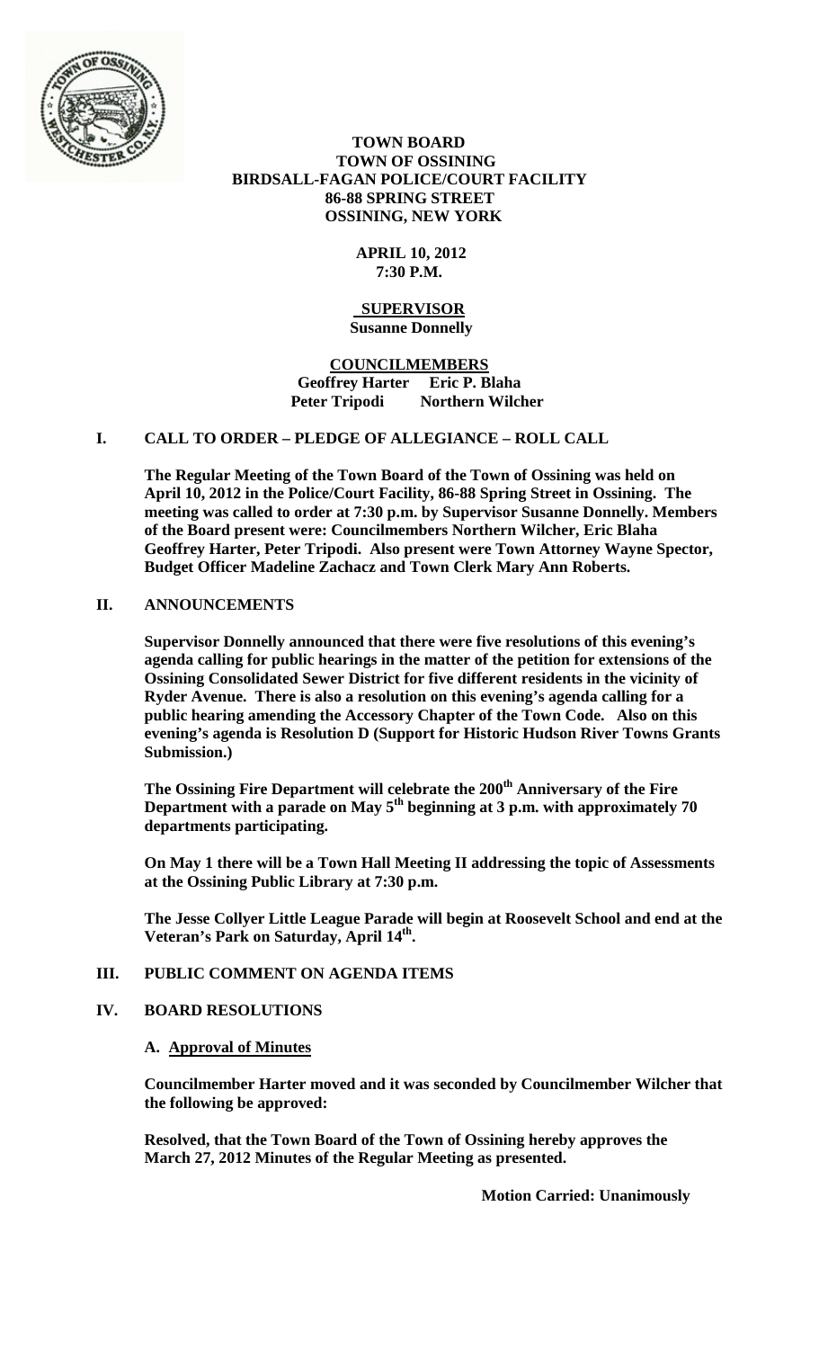**TOWN BOARD**
**TOWN OF OSSINING**
**BIRDSALL-FAGAN POLICE/COURT FACILITY**
**86-88 SPRING STREET**
**OSSINING, NEW YORK**

**APRIL 10, 2012**
**7:30 P.M.**

**SUPERVISOR**
**Susanne Donnelly**

**COUNCILMEMBERS**
**Geoffrey Harter Eric P. Blaha**
**Peter Tripodi Northern Wilcher**

## I. CALL TO ORDER – PLEDGE OF ALLEGIANCE – ROLL CALL

**The Regular Meeting of the Town Board of the Town of Ossining was held on April 10, 2012 in the Police/Court Facility, 86-88 Spring Street in Ossining. The meeting was called to order at 7:30 p.m. by Supervisor Susanne Donnelly. Members of the Board present were: Councilmembers Northern Wilcher, Eric Blaha Geoffrey Harter, Peter Tripodi. Also present were Town Attorney Wayne Spector, Budget Officer Madeline Zachacz and Town Clerk Mary Ann Roberts.**

## II. ANNOUNCEMENTS

**Supervisor Donnelly announced that there were five resolutions of this evening's agenda calling for public hearings in the matter of the petition for extensions of the Ossining Consolidated Sewer District for five different residents in the vicinity of Ryder Avenue. There is also a resolution on this evening's agenda calling for a public hearing amending the Accessory Chapter of the Town Code. Also on this evening's agenda is Resolution D (Support for Historic Hudson River Towns Grants Submission.)**

**The Ossining Fire Department will celebrate the 200th Anniversary of the Fire Department with a parade on May 5th beginning at 3 p.m. with approximately 70 departments participating.**

**On May 1 there will be a Town Hall Meeting II addressing the topic of Assessments at the Ossining Public Library at 7:30 p.m.**

**The Jesse Collyer Little League Parade will begin at Roosevelt School and end at the Veteran's Park on Saturday, April 14th.**

## III. PUBLIC COMMENT ON AGENDA ITEMS

## IV. BOARD RESOLUTIONS

### A. Approval of Minutes

**Councilmember Harter moved and it was seconded by Councilmember Wilcher that the following be approved:**

**Resolved, that the Town Board of the Town of Ossining hereby approves the March 27, 2012 Minutes of the Regular Meeting as presented.**

**Motion Carried: Unanimously**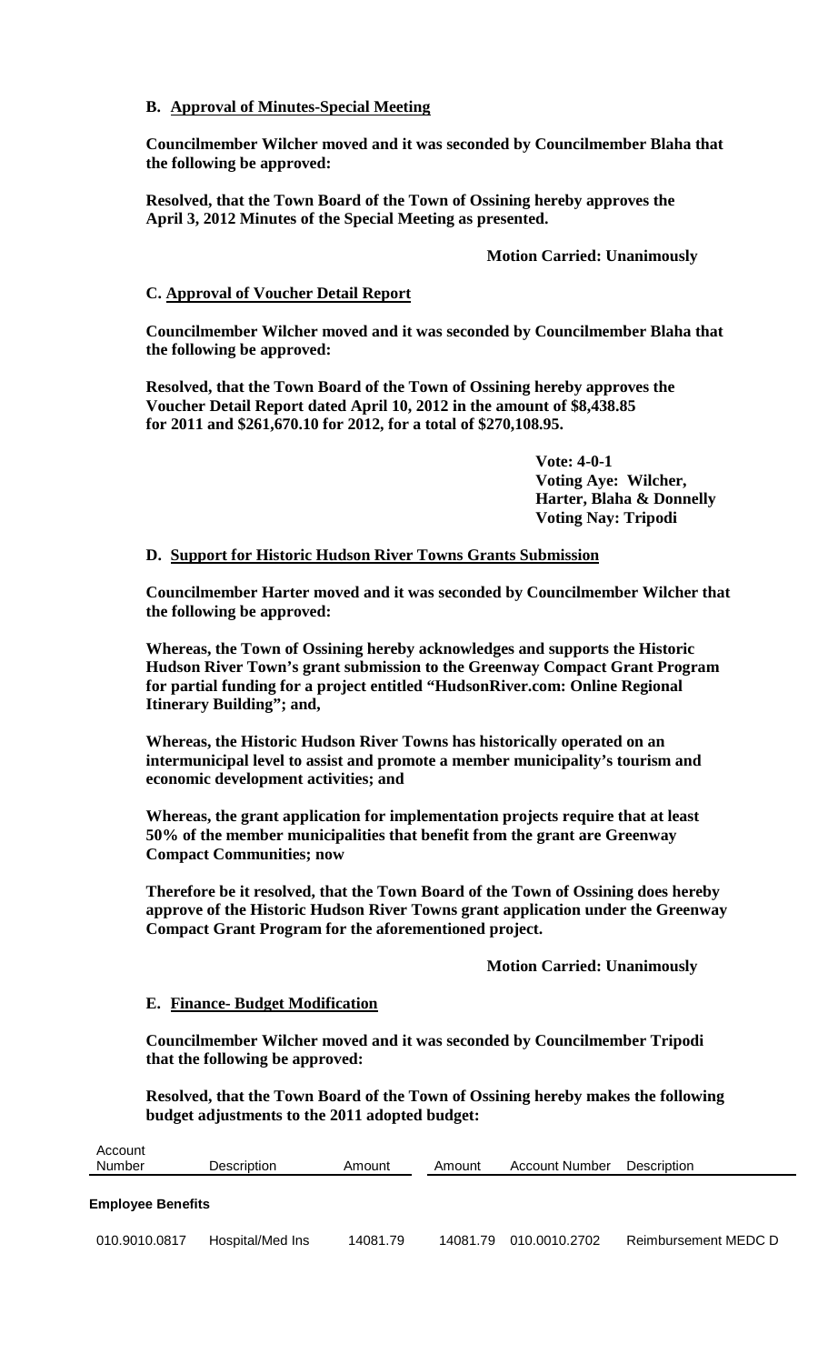**B. Approval of Minutes-Special Meeting**

**Councilmember Wilcher moved and it was seconded by Councilmember Blaha that the following be approved:**

**Resolved, that the Town Board of the Town of Ossining hereby approves the April 3, 2012 Minutes of the Special Meeting as presented.**

**Motion Carried: Unanimously**

**C. Approval of Voucher Detail Report**

**Councilmember Wilcher moved and it was seconded by Councilmember Blaha that the following be approved:**

**Resolved, that the Town Board of the Town of Ossining hereby approves the Voucher Detail Report dated April 10, 2012 in the amount of $8,438.85 for 2011 and $261,670.10 for 2012, for a total of $270,108.95.**

**Vote: 4-0-1**
**Voting Aye: Wilcher, Harter, Blaha & Donnelly**
**Voting Nay: Tripodi**

**D. Support for Historic Hudson River Towns Grants Submission**

**Councilmember Harter moved and it was seconded by Councilmember Wilcher that the following be approved:**

**Whereas, the Town of Ossining hereby acknowledges and supports the Historic Hudson River Town's grant submission to the Greenway Compact Grant Program for partial funding for a project entitled "HudsonRiver.com: Online Regional Itinerary Building"; and,**

**Whereas, the Historic Hudson River Towns has historically operated on an intermunicipal level to assist and promote a member municipality's tourism and economic development activities; and**

**Whereas, the grant application for implementation projects require that at least 50% of the member municipalities that benefit from the grant are Greenway Compact Communities; now**

**Therefore be it resolved, that the Town Board of the Town of Ossining does hereby approve of the Historic Hudson River Towns grant application under the Greenway Compact Grant Program for the aforementioned project.**

**Motion Carried: Unanimously**

**E. Finance- Budget Modification**

**Councilmember Wilcher moved and it was seconded by Councilmember Tripodi that the following be approved:**

**Resolved, that the Town Board of the Town of Ossining hereby makes the following budget adjustments to the 2011 adopted budget:**

| Account Number | Description | Amount | Amount | Account Number | Description |
|---|---|---|---|---|---|
| **Employee Benefits** | | | | | |
| 010.9010.0817 | Hospital/Med Ins | 14081.79 | 14081.79 | 010.0010.2702 | Reimbursement MEDC D |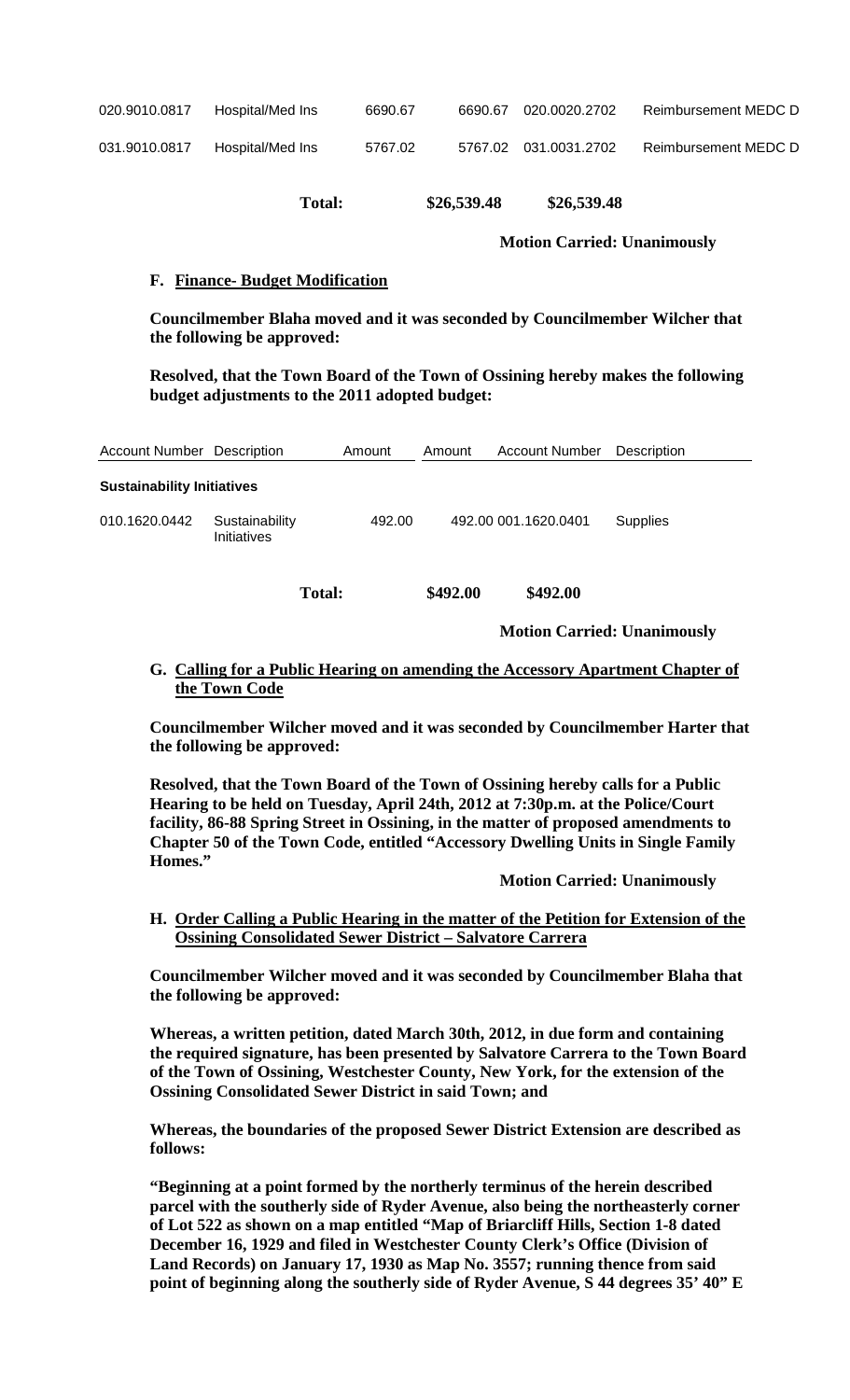| | | | | | |
|---|---|---|---|---|---|
| 020.9010.0817 | Hospital/Med Ins | 6690.67 | 6690.67 | 020.0020.2702 | Reimbursement MEDC D |
| 031.9010.0817 | Hospital/Med Ins | 5767.02 | 5767.02 | 031.0031.2702 | Reimbursement MEDC D |
| | **Total:** | | **$26,539.48** | **$26,539.48** | |

**Motion Carried: Unanimously**

**F. <u>Finance- Budget Modification</u>**

**Councilmember Blaha moved and it was seconded by Councilmember Wilcher that the following be approved:**

**Resolved, that the Town Board of the Town of Ossining hereby makes the following budget adjustments to the 2011 adopted budget:**

| Account Number | Description | Amount | Amount | Account Number | Description |
|---|---|---|---|---|---|
| **Sustainability Initiatives** | | | | | |
| 010.1620.0442 | Sustainability Initiatives | 492.00 | 492.00 | 001.1620.0401 | Supplies |
| | **Total:** | | **$492.00** | **$492.00** | |

**Motion Carried: Unanimously**

**G. <u>Calling for a Public Hearing on amending the Accessory Apartment Chapter of the Town Code</u>**

**Councilmember Wilcher moved and it was seconded by Councilmember Harter that the following be approved:**

**Resolved, that the Town Board of the Town of Ossining hereby calls for a Public Hearing to be held on Tuesday, April 24th, 2012 at 7:30p.m. at the Police/Court facility, 86-88 Spring Street in Ossining, in the matter of proposed amendments to Chapter 50 of the Town Code, entitled "Accessory Dwelling Units in Single Family Homes."**

**Motion Carried: Unanimously**

**H. <u>Order Calling a Public Hearing in the matter of the Petition for Extension of the Ossining Consolidated Sewer District – Salvatore Carrera</u>**

**Councilmember Wilcher moved and it was seconded by Councilmember Blaha that the following be approved:**

**Whereas, a written petition, dated March 30th, 2012, in due form and containing the required signature, has been presented by Salvatore Carrera to the Town Board of the Town of Ossining, Westchester County, New York, for the extension of the Ossining Consolidated Sewer District in said Town; and**

**Whereas, the boundaries of the proposed Sewer District Extension are described as follows:**

**"Beginning at a point formed by the northerly terminus of the herein described parcel with the southerly side of Ryder Avenue, also being the northeasterly corner of Lot 522 as shown on a map entitled "Map of Briarcliff Hills, Section 1-8 dated December 16, 1929 and filed in Westchester County Clerk's Office (Division of Land Records) on January 17, 1930 as Map No. 3557; running thence from said point of beginning along the southerly side of Ryder Avenue, S 44 degrees 35' 40" E**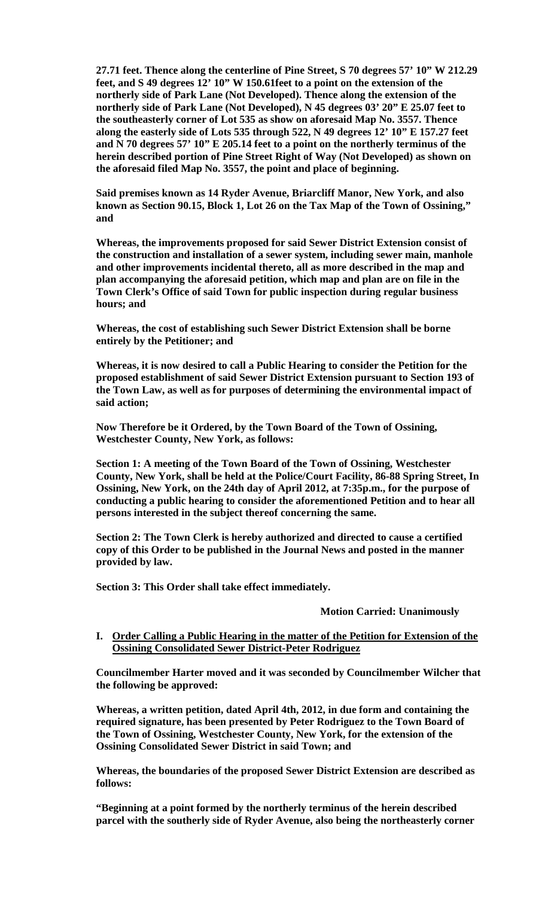**27.71 feet. Thence along the centerline of Pine Street, S 70 degrees 57' 10" W 212.29 feet, and S 49 degrees 12' 10" W 150.61feet to a point on the extension of the northerly side of Park Lane (Not Developed). Thence along the extension of the northerly side of Park Lane (Not Developed), N 45 degrees 03' 20" E 25.07 feet to the southeasterly corner of Lot 535 as show on aforesaid Map No. 3557. Thence along the easterly side of Lots 535 through 522, N 49 degrees 12' 10" E 157.27 feet and N 70 degrees 57' 10" E 205.14 feet to a point on the northerly terminus of the herein described portion of Pine Street Right of Way (Not Developed) as shown on the aforesaid filed Map No. 3557, the point and place of beginning.**

**Said premises known as 14 Ryder Avenue, Briarcliff Manor, New York, and also known as Section 90.15, Block 1, Lot 26 on the Tax Map of the Town of Ossining," and**

**Whereas, the improvements proposed for said Sewer District Extension consist of the construction and installation of a sewer system, including sewer main, manhole and other improvements incidental thereto, all as more described in the map and plan accompanying the aforesaid petition, which map and plan are on file in the Town Clerk's Office of said Town for public inspection during regular business hours; and**

**Whereas, the cost of establishing such Sewer District Extension shall be borne entirely by the Petitioner; and**

**Whereas, it is now desired to call a Public Hearing to consider the Petition for the proposed establishment of said Sewer District Extension pursuant to Section 193 of the Town Law, as well as for purposes of determining the environmental impact of said action;**

**Now Therefore be it Ordered, by the Town Board of the Town of Ossining, Westchester County, New York, as follows:**

**Section 1: A meeting of the Town Board of the Town of Ossining, Westchester County, New York, shall be held at the Police/Court Facility, 86-88 Spring Street, In Ossining, New York, on the 24th day of April 2012, at 7:35p.m., for the purpose of conducting a public hearing to consider the aforementioned Petition and to hear all persons interested in the subject thereof concerning the same.**

**Section 2: The Town Clerk is hereby authorized and directed to cause a certified copy of this Order to be published in the Journal News and posted in the manner provided by law.**

**Section 3: This Order shall take effect immediately.**

**Motion Carried: Unanimously**

**I. <u>Order Calling a Public Hearing in the matter of the Petition for Extension of the Ossining Consolidated Sewer District-Peter Rodriguez</u>**

**Councilmember Harter moved and it was seconded by Councilmember Wilcher that the following be approved:**

**Whereas, a written petition, dated April 4th, 2012, in due form and containing the required signature, has been presented by Peter Rodriguez to the Town Board of the Town of Ossining, Westchester County, New York, for the extension of the Ossining Consolidated Sewer District in said Town; and**

**Whereas, the boundaries of the proposed Sewer District Extension are described as follows:**

**"Beginning at a point formed by the northerly terminus of the herein described parcel with the southerly side of Ryder Avenue, also being the northeasterly corner**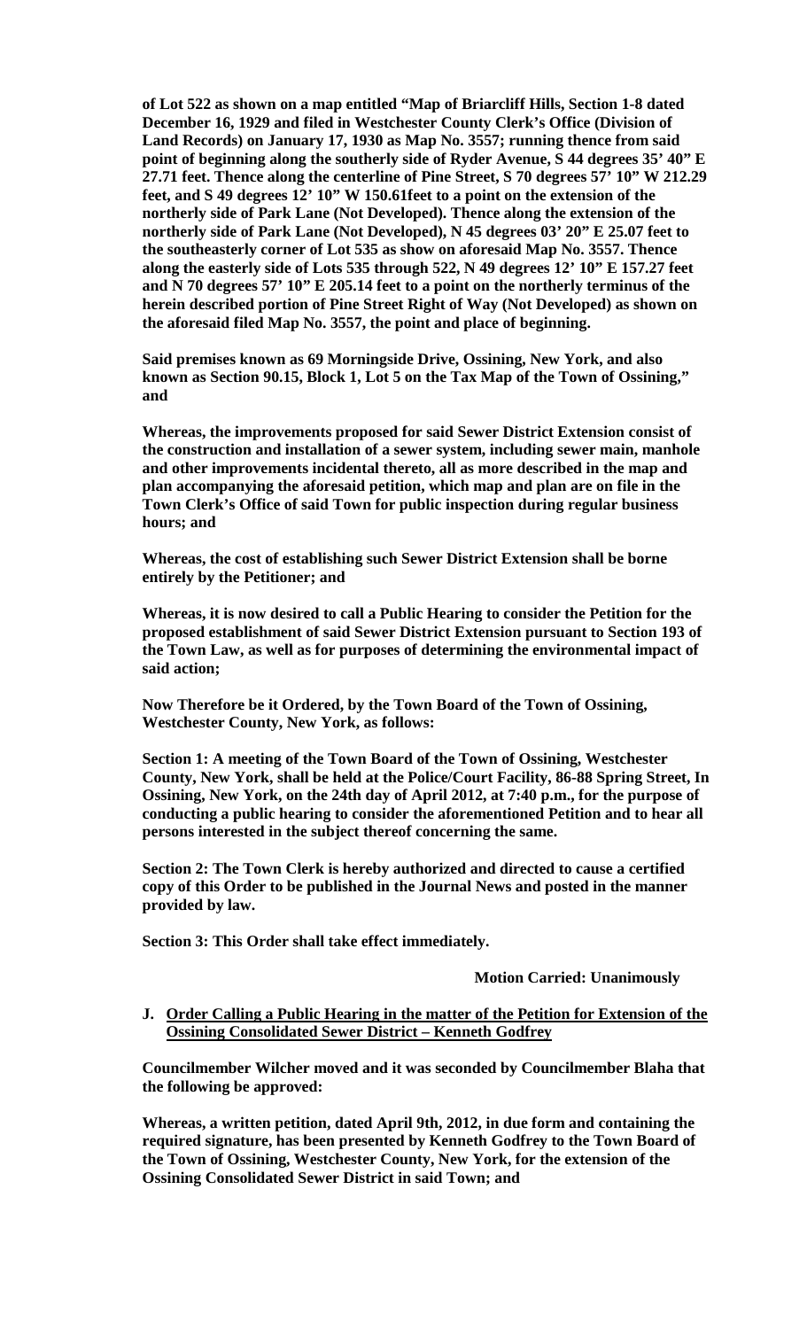**of Lot 522 as shown on a map entitled "Map of Briarcliff Hills, Section 1-8 dated December 16, 1929 and filed in Westchester County Clerk's Office (Division of Land Records) on January 17, 1930 as Map No. 3557; running thence from said point of beginning along the southerly side of Ryder Avenue, S 44 degrees 35' 40" E 27.71 feet. Thence along the centerline of Pine Street, S 70 degrees 57' 10" W 212.29 feet, and S 49 degrees 12' 10" W 150.61feet to a point on the extension of the northerly side of Park Lane (Not Developed). Thence along the extension of the northerly side of Park Lane (Not Developed), N 45 degrees 03' 20" E 25.07 feet to the southeasterly corner of Lot 535 as show on aforesaid Map No. 3557. Thence along the easterly side of Lots 535 through 522, N 49 degrees 12' 10" E 157.27 feet and N 70 degrees 57' 10" E 205.14 feet to a point on the northerly terminus of the herein described portion of Pine Street Right of Way (Not Developed) as shown on the aforesaid filed Map No. 3557, the point and place of beginning.**

**Said premises known as 69 Morningside Drive, Ossining, New York, and also known as Section 90.15, Block 1, Lot 5 on the Tax Map of the Town of Ossining," and**

**Whereas, the improvements proposed for said Sewer District Extension consist of the construction and installation of a sewer system, including sewer main, manhole and other improvements incidental thereto, all as more described in the map and plan accompanying the aforesaid petition, which map and plan are on file in the Town Clerk's Office of said Town for public inspection during regular business hours; and**

**Whereas, the cost of establishing such Sewer District Extension shall be borne entirely by the Petitioner; and**

**Whereas, it is now desired to call a Public Hearing to consider the Petition for the proposed establishment of said Sewer District Extension pursuant to Section 193 of the Town Law, as well as for purposes of determining the environmental impact of said action;**

**Now Therefore be it Ordered, by the Town Board of the Town of Ossining, Westchester County, New York, as follows:**

**Section 1: A meeting of the Town Board of the Town of Ossining, Westchester County, New York, shall be held at the Police/Court Facility, 86-88 Spring Street, In Ossining, New York, on the 24th day of April 2012, at 7:40 p.m., for the purpose of conducting a public hearing to consider the aforementioned Petition and to hear all persons interested in the subject thereof concerning the same.**

**Section 2: The Town Clerk is hereby authorized and directed to cause a certified copy of this Order to be published in the Journal News and posted in the manner provided by law.**

**Section 3: This Order shall take effect immediately.**

**Motion Carried: Unanimously**

**J. Order Calling a Public Hearing in the matter of the Petition for Extension of the Ossining Consolidated Sewer District – Kenneth Godfrey**

**Councilmember Wilcher moved and it was seconded by Councilmember Blaha that the following be approved:**

**Whereas, a written petition, dated April 9th, 2012, in due form and containing the required signature, has been presented by Kenneth Godfrey to the Town Board of the Town of Ossining, Westchester County, New York, for the extension of the Ossining Consolidated Sewer District in said Town; and**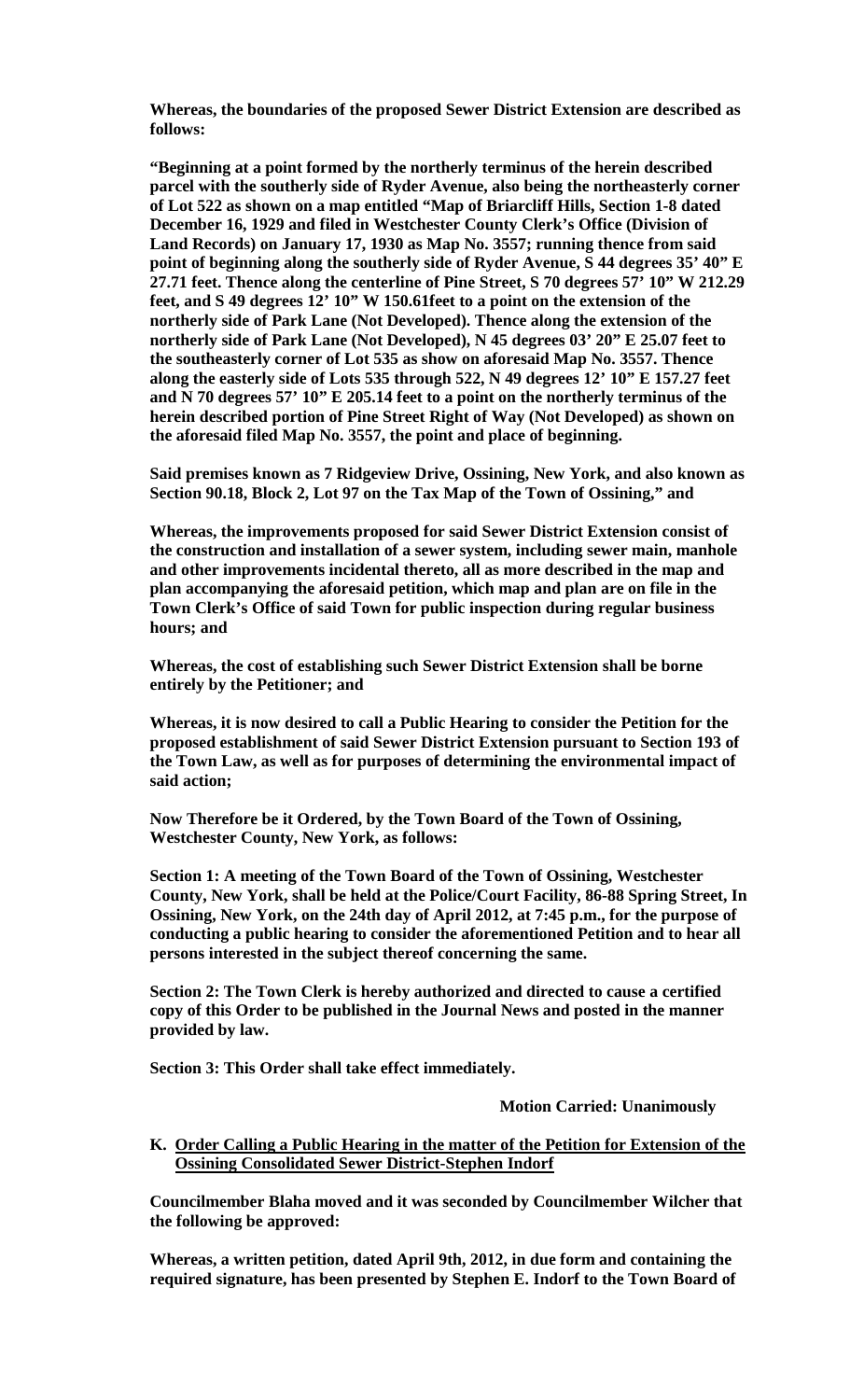**Whereas, the boundaries of the proposed Sewer District Extension are described as follows:**

**"Beginning at a point formed by the northerly terminus of the herein described parcel with the southerly side of Ryder Avenue, also being the northeasterly corner of Lot 522 as shown on a map entitled "Map of Briarcliff Hills, Section 1-8 dated December 16, 1929 and filed in Westchester County Clerk's Office (Division of Land Records) on January 17, 1930 as Map No. 3557; running thence from said point of beginning along the southerly side of Ryder Avenue, S 44 degrees 35' 40" E 27.71 feet. Thence along the centerline of Pine Street, S 70 degrees 57' 10" W 212.29 feet, and S 49 degrees 12' 10" W 150.61feet to a point on the extension of the northerly side of Park Lane (Not Developed). Thence along the extension of the northerly side of Park Lane (Not Developed), N 45 degrees 03' 20" E 25.07 feet to the southeasterly corner of Lot 535 as show on aforesaid Map No. 3557. Thence along the easterly side of Lots 535 through 522, N 49 degrees 12' 10" E 157.27 feet and N 70 degrees 57' 10" E 205.14 feet to a point on the northerly terminus of the herein described portion of Pine Street Right of Way (Not Developed) as shown on the aforesaid filed Map No. 3557, the point and place of beginning.**

**Said premises known as 7 Ridgeview Drive, Ossining, New York, and also known as Section 90.18, Block 2, Lot 97 on the Tax Map of the Town of Ossining," and**

**Whereas, the improvements proposed for said Sewer District Extension consist of the construction and installation of a sewer system, including sewer main, manhole and other improvements incidental thereto, all as more described in the map and plan accompanying the aforesaid petition, which map and plan are on file in the Town Clerk's Office of said Town for public inspection during regular business hours; and**

**Whereas, the cost of establishing such Sewer District Extension shall be borne entirely by the Petitioner; and**

**Whereas, it is now desired to call a Public Hearing to consider the Petition for the proposed establishment of said Sewer District Extension pursuant to Section 193 of the Town Law, as well as for purposes of determining the environmental impact of said action;**

**Now Therefore be it Ordered, by the Town Board of the Town of Ossining, Westchester County, New York, as follows:**

**Section 1: A meeting of the Town Board of the Town of Ossining, Westchester County, New York, shall be held at the Police/Court Facility, 86-88 Spring Street, In Ossining, New York, on the 24th day of April 2012, at 7:45 p.m., for the purpose of conducting a public hearing to consider the aforementioned Petition and to hear all persons interested in the subject thereof concerning the same.**

**Section 2: The Town Clerk is hereby authorized and directed to cause a certified copy of this Order to be published in the Journal News and posted in the manner provided by law.**

**Section 3: This Order shall take effect immediately.**

**Motion Carried: Unanimously**

**K. <u>Order Calling a Public Hearing in the matter of the Petition for Extension of the Ossining Consolidated Sewer District-Stephen Indorf</u>**

**Councilmember Blaha moved and it was seconded by Councilmember Wilcher that the following be approved:**

**Whereas, a written petition, dated April 9th, 2012, in due form and containing the required signature, has been presented by Stephen E. Indorf to the Town Board of**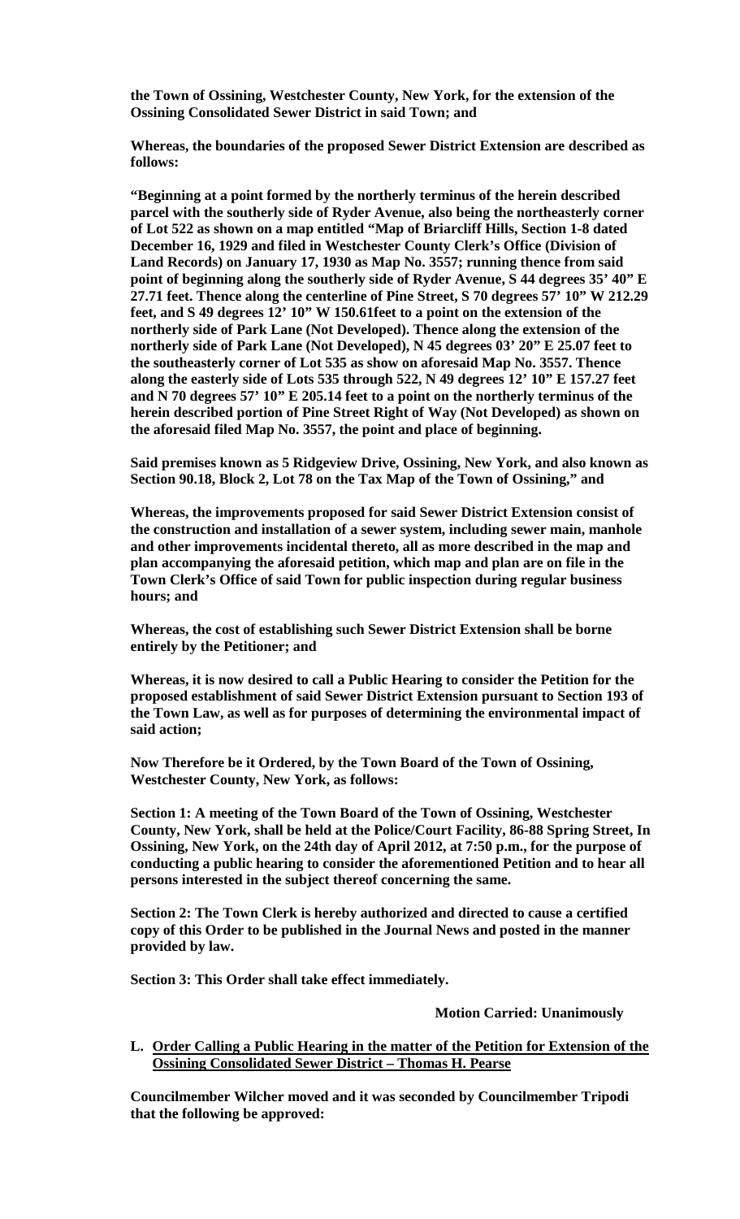**the Town of Ossining, Westchester County, New York, for the extension of the Ossining Consolidated Sewer District in said Town; and**

**Whereas, the boundaries of the proposed Sewer District Extension are described as follows:**

**"Beginning at a point formed by the northerly terminus of the herein described parcel with the southerly side of Ryder Avenue, also being the northeasterly corner of Lot 522 as shown on a map entitled "Map of Briarcliff Hills, Section 1-8 dated December 16, 1929 and filed in Westchester County Clerk's Office (Division of Land Records) on January 17, 1930 as Map No. 3557; running thence from said point of beginning along the southerly side of Ryder Avenue, S 44 degrees 35' 40" E 27.71 feet. Thence along the centerline of Pine Street, S 70 degrees 57' 10" W 212.29 feet, and S 49 degrees 12' 10" W 150.61feet to a point on the extension of the northerly side of Park Lane (Not Developed). Thence along the extension of the northerly side of Park Lane (Not Developed), N 45 degrees 03' 20" E 25.07 feet to the southeasterly corner of Lot 535 as show on aforesaid Map No. 3557. Thence along the easterly side of Lots 535 through 522, N 49 degrees 12' 10" E 157.27 feet and N 70 degrees 57' 10" E 205.14 feet to a point on the northerly terminus of the herein described portion of Pine Street Right of Way (Not Developed) as shown on the aforesaid filed Map No. 3557, the point and place of beginning.**

**Said premises known as 5 Ridgeview Drive, Ossining, New York, and also known as Section 90.18, Block 2, Lot 78 on the Tax Map of the Town of Ossining," and**

**Whereas, the improvements proposed for said Sewer District Extension consist of the construction and installation of a sewer system, including sewer main, manhole and other improvements incidental thereto, all as more described in the map and plan accompanying the aforesaid petition, which map and plan are on file in the Town Clerk's Office of said Town for public inspection during regular business hours; and**

**Whereas, the cost of establishing such Sewer District Extension shall be borne entirely by the Petitioner; and**

**Whereas, it is now desired to call a Public Hearing to consider the Petition for the proposed establishment of said Sewer District Extension pursuant to Section 193 of the Town Law, as well as for purposes of determining the environmental impact of said action;**

**Now Therefore be it Ordered, by the Town Board of the Town of Ossining, Westchester County, New York, as follows:**

**Section 1: A meeting of the Town Board of the Town of Ossining, Westchester County, New York, shall be held at the Police/Court Facility, 86-88 Spring Street, In Ossining, New York, on the 24th day of April 2012, at 7:50 p.m., for the purpose of conducting a public hearing to consider the aforementioned Petition and to hear all persons interested in the subject thereof concerning the same.**

**Section 2: The Town Clerk is hereby authorized and directed to cause a certified copy of this Order to be published in the Journal News and posted in the manner provided by law.**

**Section 3: This Order shall take effect immediately.**

**Motion Carried: Unanimously**

**L. <u>Order Calling a Public Hearing in the matter of the Petition for Extension of the Ossining Consolidated Sewer District – Thomas H. Pearse</u>**

**Councilmember Wilcher moved and it was seconded by Councilmember Tripodi that the following be approved:**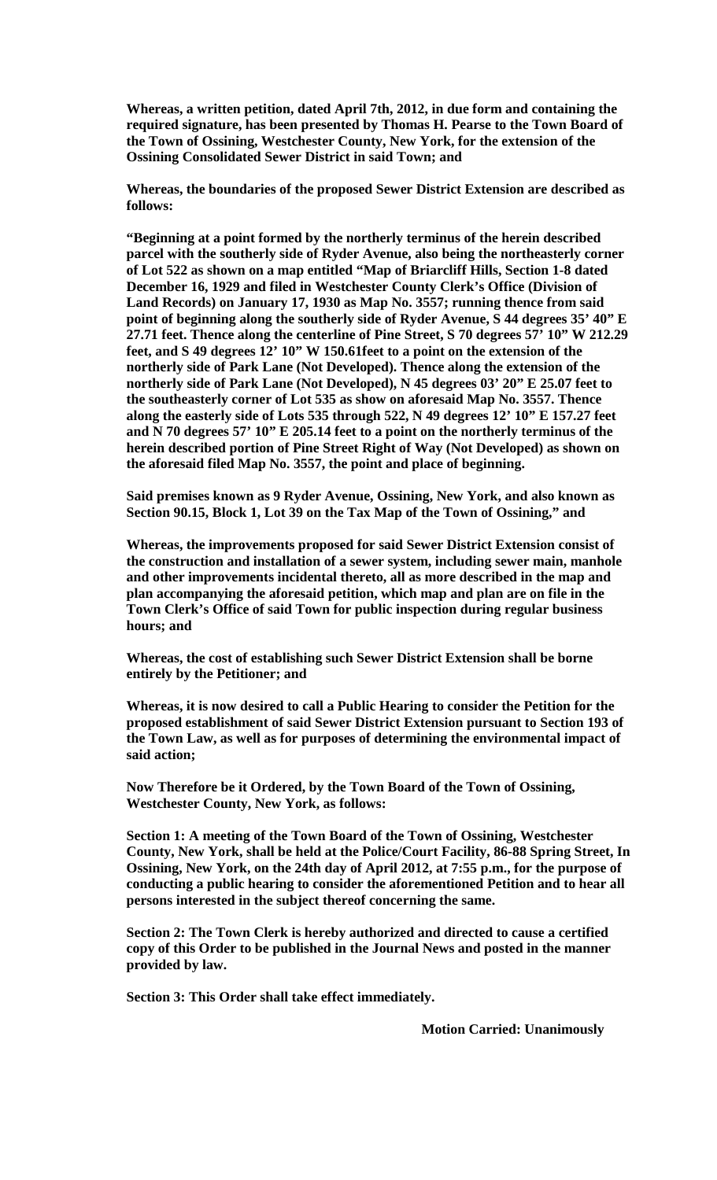**Whereas, a written petition, dated April 7th, 2012, in due form and containing the required signature, has been presented by Thomas H. Pearse to the Town Board of the Town of Ossining, Westchester County, New York, for the extension of the Ossining Consolidated Sewer District in said Town; and**

**Whereas, the boundaries of the proposed Sewer District Extension are described as follows:**

**"Beginning at a point formed by the northerly terminus of the herein described parcel with the southerly side of Ryder Avenue, also being the northeasterly corner of Lot 522 as shown on a map entitled "Map of Briarcliff Hills, Section 1-8 dated December 16, 1929 and filed in Westchester County Clerk's Office (Division of Land Records) on January 17, 1930 as Map No. 3557; running thence from said point of beginning along the southerly side of Ryder Avenue, S 44 degrees 35' 40" E 27.71 feet. Thence along the centerline of Pine Street, S 70 degrees 57' 10" W 212.29 feet, and S 49 degrees 12' 10" W 150.61feet to a point on the extension of the northerly side of Park Lane (Not Developed). Thence along the extension of the northerly side of Park Lane (Not Developed), N 45 degrees 03' 20" E 25.07 feet to the southeasterly corner of Lot 535 as show on aforesaid Map No. 3557. Thence along the easterly side of Lots 535 through 522, N 49 degrees 12' 10" E 157.27 feet and N 70 degrees 57' 10" E 205.14 feet to a point on the northerly terminus of the herein described portion of Pine Street Right of Way (Not Developed) as shown on the aforesaid filed Map No. 3557, the point and place of beginning.**

**Said premises known as 9 Ryder Avenue, Ossining, New York, and also known as Section 90.15, Block 1, Lot 39 on the Tax Map of the Town of Ossining," and**

**Whereas, the improvements proposed for said Sewer District Extension consist of the construction and installation of a sewer system, including sewer main, manhole and other improvements incidental thereto, all as more described in the map and plan accompanying the aforesaid petition, which map and plan are on file in the Town Clerk's Office of said Town for public inspection during regular business hours; and**

**Whereas, the cost of establishing such Sewer District Extension shall be borne entirely by the Petitioner; and**

**Whereas, it is now desired to call a Public Hearing to consider the Petition for the proposed establishment of said Sewer District Extension pursuant to Section 193 of the Town Law, as well as for purposes of determining the environmental impact of said action;**

**Now Therefore be it Ordered, by the Town Board of the Town of Ossining, Westchester County, New York, as follows:**

**Section 1: A meeting of the Town Board of the Town of Ossining, Westchester County, New York, shall be held at the Police/Court Facility, 86-88 Spring Street, In Ossining, New York, on the 24th day of April 2012, at 7:55 p.m., for the purpose of conducting a public hearing to consider the aforementioned Petition and to hear all persons interested in the subject thereof concerning the same.**

**Section 2: The Town Clerk is hereby authorized and directed to cause a certified copy of this Order to be published in the Journal News and posted in the manner provided by law.**

**Section 3: This Order shall take effect immediately.**

**Motion Carried: Unanimously**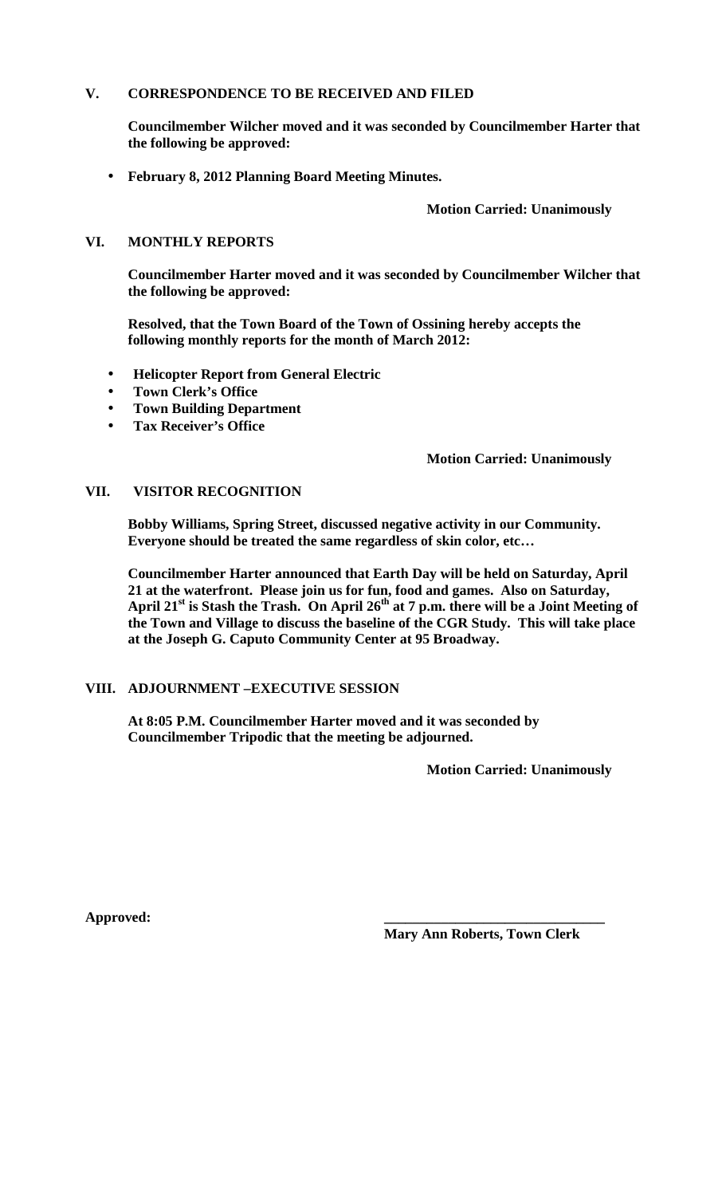## V. CORRESPONDENCE TO BE RECEIVED AND FILED

**Councilmember Wilcher moved and it was seconded by Councilmember Harter that the following be approved:**

- **February 8, 2012 Planning Board Meeting Minutes.**

**Motion Carried: Unanimously**

## VI. MONTHLY REPORTS

**Councilmember Harter moved and it was seconded by Councilmember Wilcher that the following be approved:**

**Resolved, that the Town Board of the Town of Ossining hereby accepts the following monthly reports for the month of March 2012:**

- **Helicopter Report from General Electric**
- **Town Clerk's Office**
- **Town Building Department**
- **Tax Receiver's Office**

**Motion Carried: Unanimously**

## VII. VISITOR RECOGNITION

**Bobby Williams, Spring Street, discussed negative activity in our Community. Everyone should be treated the same regardless of skin color, etc…**

**Councilmember Harter announced that Earth Day will be held on Saturday, April 21 at the waterfront. Please join us for fun, food and games. Also on Saturday, April 21st is Stash the Trash. On April 26th at 7 p.m. there will be a Joint Meeting of the Town and Village to discuss the baseline of the CGR Study. This will take place at the Joseph G. Caputo Community Center at 95 Broadway.**

## VIII. ADJOURNMENT –EXECUTIVE SESSION

**At 8:05 P.M. Councilmember Harter moved and it was seconded by Councilmember Tripodic that the meeting be adjourned.**

**Motion Carried: Unanimously**

**Approved:** _______________________________

**Mary Ann Roberts, Town Clerk**